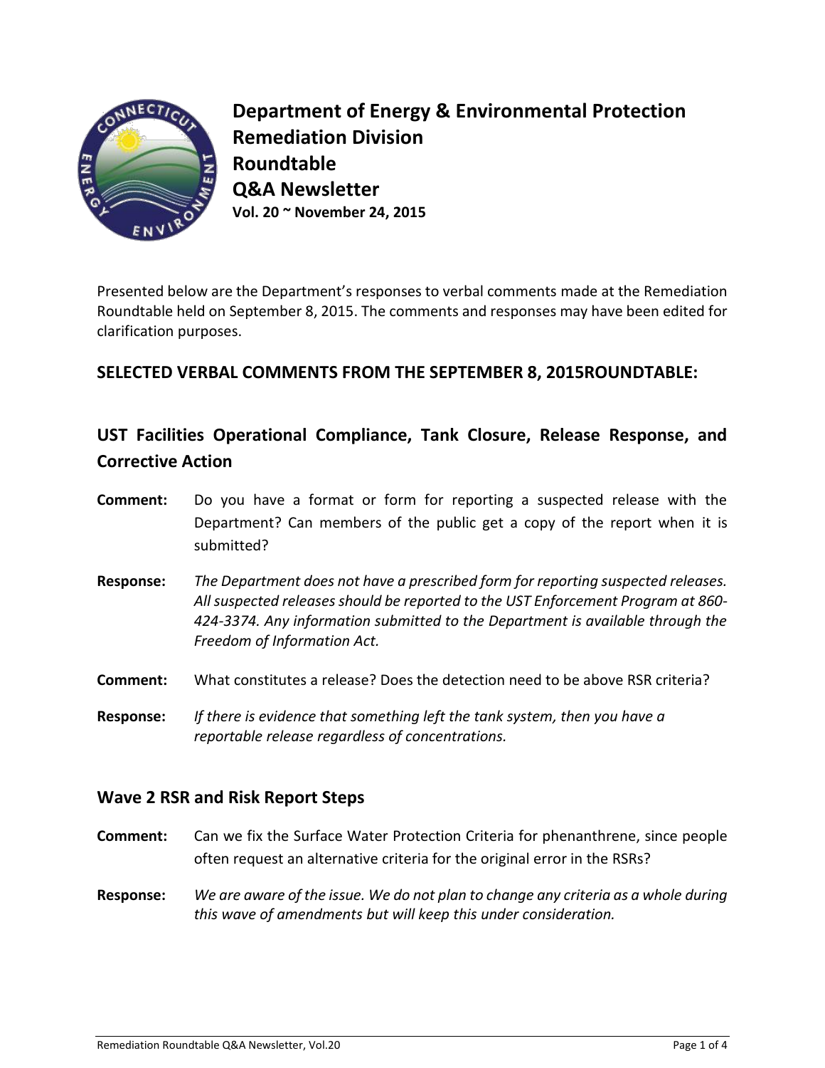# Department of Energy & Environmental Protection
# Remediation Division
# Roundtable
# Q&A Newsletter

**Vol. 20 ~ November 24, 2015**

Presented below are the Department's responses to verbal comments made at the Remediation Roundtable held on September 8, 2015. The comments and responses may have been edited for clarification purposes.

## SELECTED VERBAL COMMENTS FROM THE SEPTEMBER 8, 2015ROUNDTABLE:

## UST Facilities Operational Compliance, Tank Closure, Release Response, and Corrective Action

**Comment:** Do you have a format or form for reporting a suspected release with the Department? Can members of the public get a copy of the report when it is submitted?

**Response:** *The Department does not have a prescribed form for reporting suspected releases. All suspected releases should be reported to the UST Enforcement Program at 860-424-3374. Any information submitted to the Department is available through the Freedom of Information Act.*

**Comment:** What constitutes a release? Does the detection need to be above RSR criteria?

**Response:** *If there is evidence that something left the tank system, then you have a reportable release regardless of concentrations.*

## Wave 2 RSR and Risk Report Steps

**Comment:** Can we fix the Surface Water Protection Criteria for phenanthrene, since people often request an alternative criteria for the original error in the RSRs?

**Response:** *We are aware of the issue. We do not plan to change any criteria as a whole during this wave of amendments but will keep this under consideration.*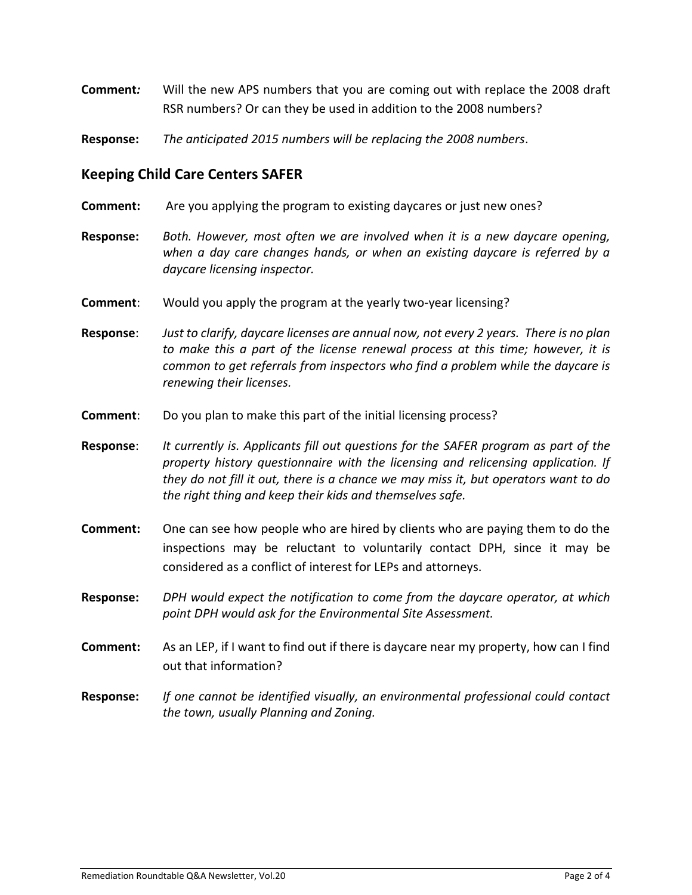**Comment:** Will the new APS numbers that you are coming out with replace the 2008 draft RSR numbers? Or can they be used in addition to the 2008 numbers?

**Response:** *The anticipated 2015 numbers will be replacing the 2008 numbers*.

## Keeping Child Care Centers SAFER

**Comment:** Are you applying the program to existing daycares or just new ones?

**Response:** *Both. However, most often we are involved when it is a new daycare opening, when a day care changes hands, or when an existing daycare is referred by a daycare licensing inspector.*

**Comment**: Would you apply the program at the yearly two-year licensing?

**Response**: *Just to clarify, daycare licenses are annual now, not every 2 years. There is no plan to make this a part of the license renewal process at this time; however, it is common to get referrals from inspectors who find a problem while the daycare is renewing their licenses.*

**Comment**: Do you plan to make this part of the initial licensing process?

**Response**: *It currently is. Applicants fill out questions for the SAFER program as part of the property history questionnaire with the licensing and relicensing application. If they do not fill it out, there is a chance we may miss it, but operators want to do the right thing and keep their kids and themselves safe.*

**Comment:** One can see how people who are hired by clients who are paying them to do the inspections may be reluctant to voluntarily contact DPH, since it may be considered as a conflict of interest for LEPs and attorneys.

**Response:** *DPH would expect the notification to come from the daycare operator, at which point DPH would ask for the Environmental Site Assessment.*

**Comment:** As an LEP, if I want to find out if there is daycare near my property, how can I find out that information?

**Response:** *If one cannot be identified visually, an environmental professional could contact the town, usually Planning and Zoning.*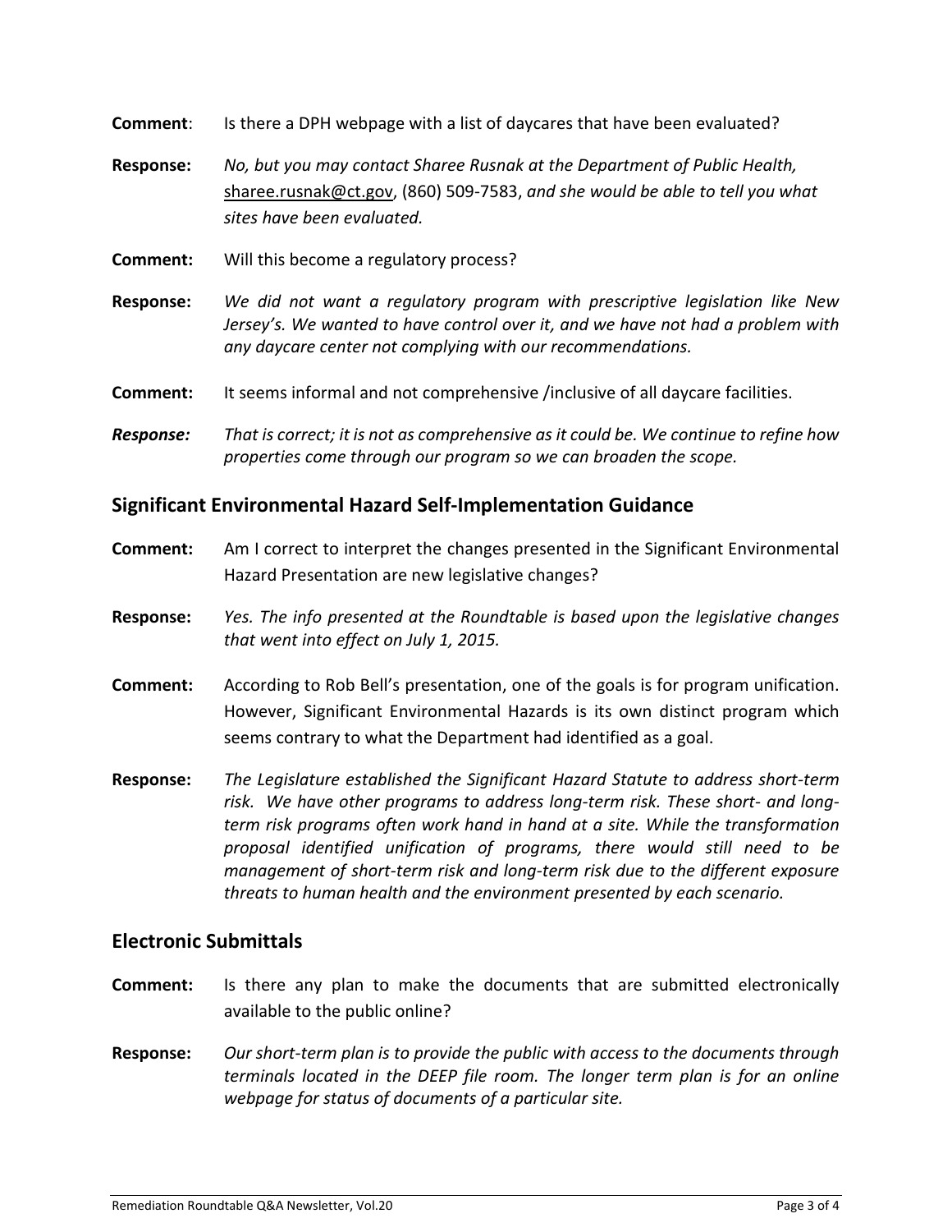**Comment**: Is there a DPH webpage with a list of daycares that have been evaluated?

**Response:** *No, but you may contact Sharee Rusnak at the Department of Public Health,* sharee.rusnak@ct.gov, (860) 509-7583, *and she would be able to tell you what sites have been evaluated.*

**Comment:** Will this become a regulatory process?

**Response:** *We did not want a regulatory program with prescriptive legislation like New Jersey's. We wanted to have control over it, and we have not had a problem with any daycare center not complying with our recommendations.*

**Comment:** It seems informal and not comprehensive /inclusive of all daycare facilities.

***Response:*** *That is correct; it is not as comprehensive as it could be. We continue to refine how properties come through our program so we can broaden the scope.*

## Significant Environmental Hazard Self-Implementation Guidance

**Comment:** Am I correct to interpret the changes presented in the Significant Environmental Hazard Presentation are new legislative changes?

**Response:** *Yes. The info presented at the Roundtable is based upon the legislative changes that went into effect on July 1, 2015.*

**Comment:** According to Rob Bell's presentation, one of the goals is for program unification. However, Significant Environmental Hazards is its own distinct program which seems contrary to what the Department had identified as a goal.

**Response:** *The Legislature established the Significant Hazard Statute to address short-term risk. We have other programs to address long-term risk. These short- and long-term risk programs often work hand in hand at a site. While the transformation proposal identified unification of programs, there would still need to be management of short-term risk and long-term risk due to the different exposure threats to human health and the environment presented by each scenario.*

## Electronic Submittals

**Comment:** Is there any plan to make the documents that are submitted electronically available to the public online?

**Response:** *Our short-term plan is to provide the public with access to the documents through terminals located in the DEEP file room. The longer term plan is for an online webpage for status of documents of a particular site.*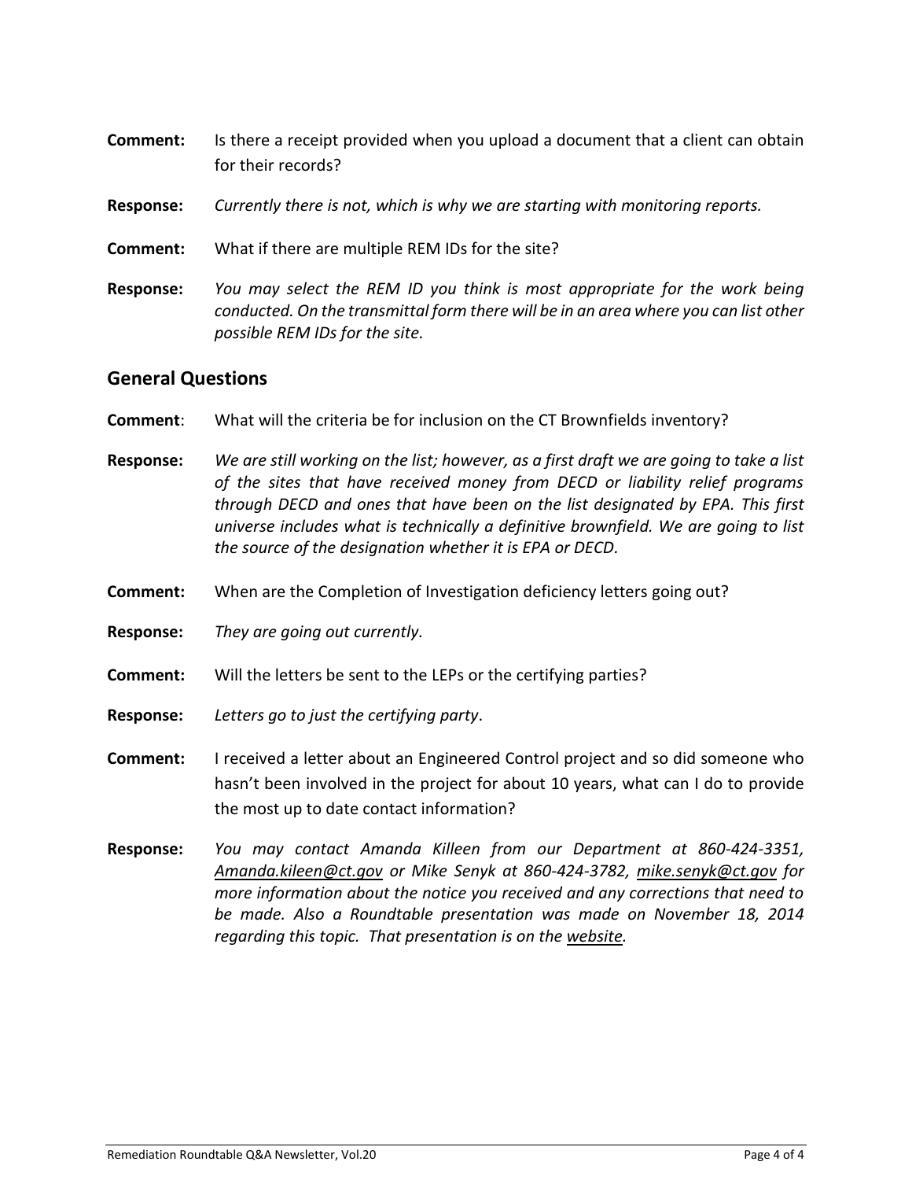**Comment:** Is there a receipt provided when you upload a document that a client can obtain for their records?

**Response:** *Currently there is not, which is why we are starting with monitoring reports.*

**Comment:** What if there are multiple REM IDs for the site?

**Response:** *You may select the REM ID you think is most appropriate for the work being conducted. On the transmittal form there will be in an area where you can list other possible REM IDs for the site.*

## General Questions

**Comment**: What will the criteria be for inclusion on the CT Brownfields inventory?

**Response:** *We are still working on the list; however, as a first draft we are going to take a list of the sites that have received money from DECD or liability relief programs through DECD and ones that have been on the list designated by EPA. This first universe includes what is technically a definitive brownfield. We are going to list the source of the designation whether it is EPA or DECD.*

**Comment:** When are the Completion of Investigation deficiency letters going out?

**Response:** *They are going out currently.*

**Comment:** Will the letters be sent to the LEPs or the certifying parties?

**Response:** *Letters go to just the certifying party*.

**Comment:** I received a letter about an Engineered Control project and so did someone who hasn't been involved in the project for about 10 years, what can I do to provide the most up to date contact information?

**Response:** *You may contact Amanda Killeen from our Department at 860-424-3351, Amanda.kileen@ct.gov or Mike Senyk at 860-424-3782, mike.senyk@ct.gov for more information about the notice you received and any corrections that need to be made. Also a Roundtable presentation was made on November 18, 2014 regarding this topic. That presentation is on the website.*